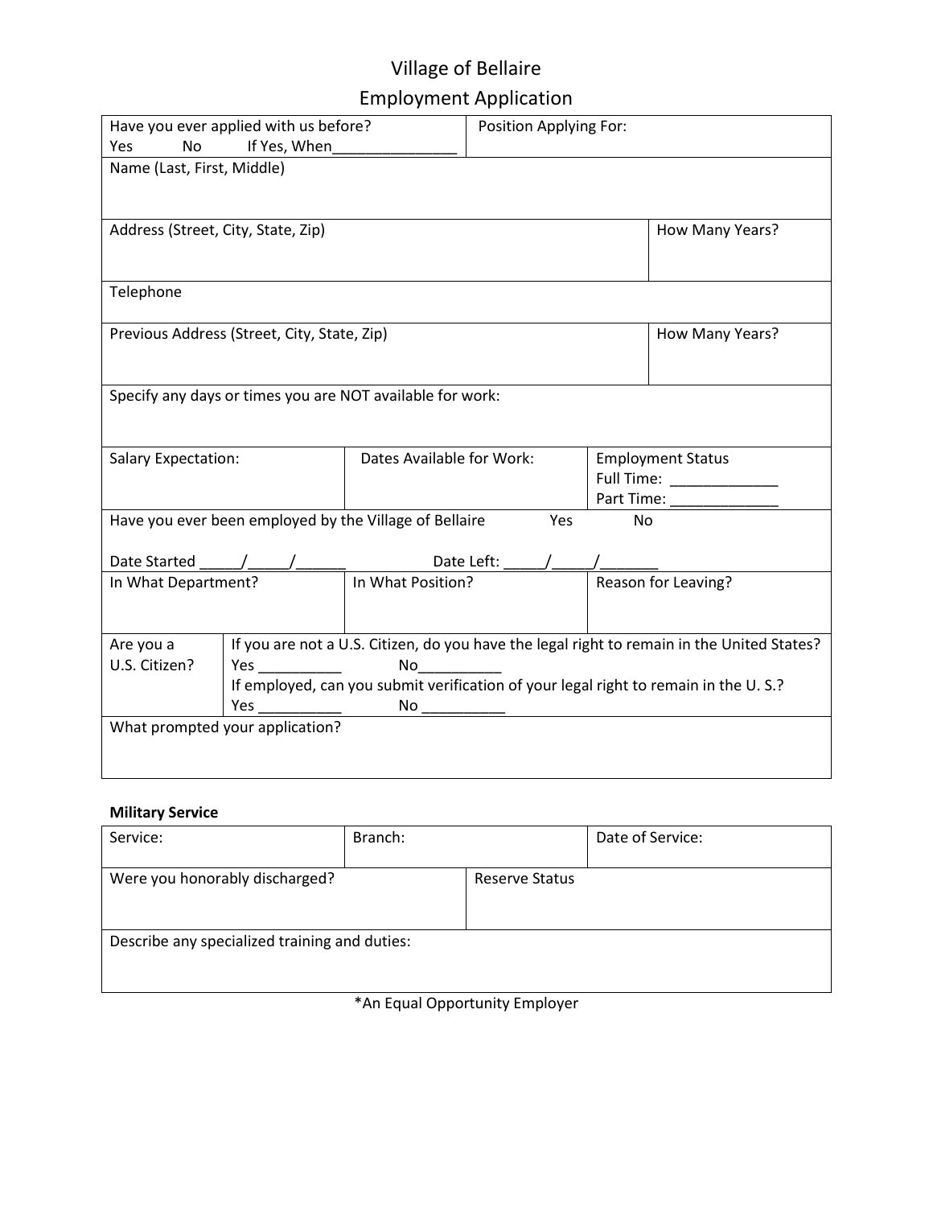# Village of Bellaire
## Employment Application

| | | | |
|---|---|---|---|
| Have you ever applied with us before? Yes No If Yes, When_______________ | | Position Applying For: | |
| Name (Last, First, Middle) | | | |
| Address (Street, City, State, Zip) | | | How Many Years? |
| Telephone | | | |
| Previous Address (Street, City, State, Zip) | | | How Many Years? |
| Specify any days or times you are NOT available for work: | | | |
| Salary Expectation: | Dates Available for Work: | | Employment Status<br>Full Time: _____________<br>Part Time: _____________ |
| Have you ever been employed by the Village of Bellaire Yes No<br><br>Date Started _____/_____/______ Date Left: _____/_____/_______ | | | |
| In What Department? | In What Position? | | Reason for Leaving? |
| Are you a U.S. Citizen? | If you are not a U.S. Citizen, do you have the legal right to remain in the United States?<br>Yes __________ No__________<br>If employed, can you submit verification of your legal right to remain in the U. S.?<br>Yes __________ No __________ | | |
| What prompted your application? | | | |

**Military Service**

| | | | |
|---|---|---|---|
| Service: | Branch: | | Date of Service: |
| Were you honorably discharged? | | Reserve Status | |
| Describe any specialized training and duties: | | | |

*An Equal Opportunity Employer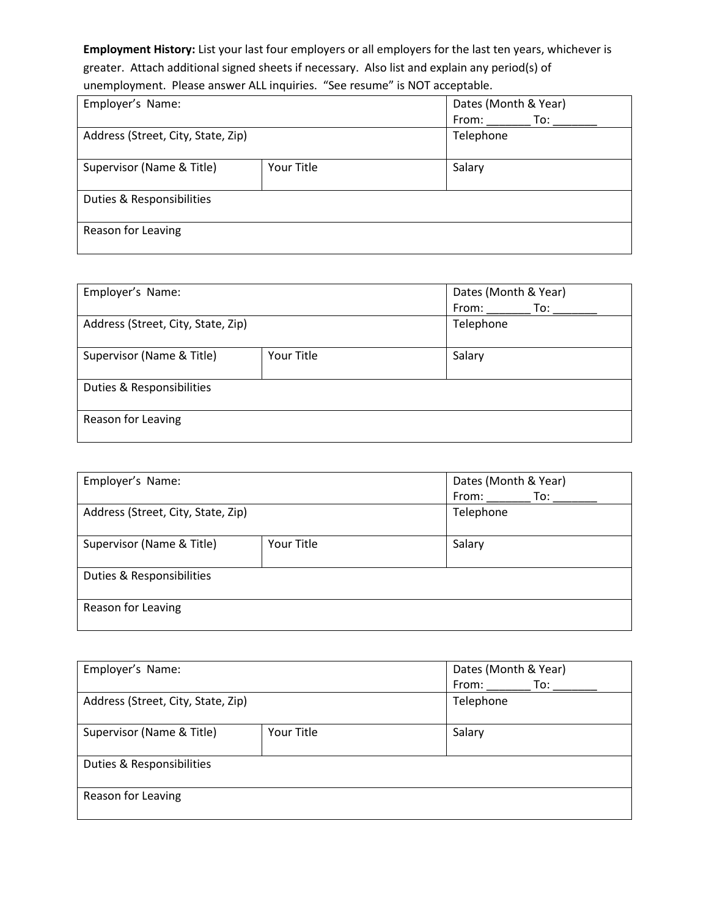**Employment History:** List your last four employers or all employers for the last ten years, whichever is greater. Attach additional signed sheets if necessary. Also list and explain any period(s) of unemployment. Please answer ALL inquiries. "See resume" is NOT acceptable.

| | | |
|---|---|---|
| Employer's Name: | | Dates (Month & Year) From: _______ To: _______ |
| Address (Street, City, State, Zip) | | Telephone |
| Supervisor (Name & Title) | Your Title | Salary |
| Duties & Responsibilities | | |
| Reason for Leaving | | |

| | | |
|---|---|---|
| Employer's Name: | | Dates (Month & Year) From: _______ To: _______ |
| Address (Street, City, State, Zip) | | Telephone |
| Supervisor (Name & Title) | Your Title | Salary |
| Duties & Responsibilities | | |
| Reason for Leaving | | |

| | | |
|---|---|---|
| Employer's Name: | | Dates (Month & Year) From: _______ To: _______ |
| Address (Street, City, State, Zip) | | Telephone |
| Supervisor (Name & Title) | Your Title | Salary |
| Duties & Responsibilities | | |
| Reason for Leaving | | |

| | | |
|---|---|---|
| Employer's Name: | | Dates (Month & Year) From: _______ To: _______ |
| Address (Street, City, State, Zip) | | Telephone |
| Supervisor (Name & Title) | Your Title | Salary |
| Duties & Responsibilities | | |
| Reason for Leaving | | |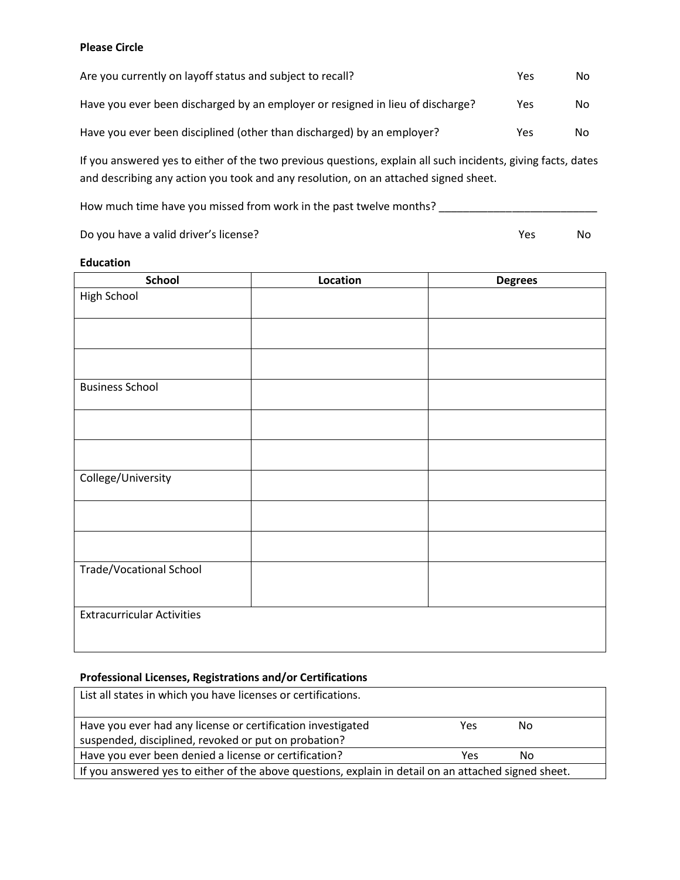**Please Circle**

| | | |
|---|---|---|
| Are you currently on layoff status and subject to recall? | Yes | No |
| Have you ever been discharged by an employer or resigned in lieu of discharge? | Yes | No |
| Have you ever been disciplined (other than discharged) by an employer? | Yes | No |

If you answered yes to either of the two previous questions, explain all such incidents, giving facts, dates and describing any action you took and any resolution, on an attached signed sheet.

How much time have you missed from work in the past twelve months? ___________________________

Do you have a valid driver's license? Yes No

**Education**

| School | Location | Degrees |
|---|---|---|
| High School | | |
| | | |
| | | |
| Business School | | |
| | | |
| | | |
| College/University | | |
| | | |
| | | |
| Trade/Vocational School | | |
| Extracurricular Activities | | |

**Professional Licenses, Registrations and/or Certifications**

| | | |
|---|---|---|
| List all states in which you have licenses or certifications. | | |
| Have you ever had any license or certification investigated suspended, disciplined, revoked or put on probation? | Yes | No |
| Have you ever been denied a license or certification? | Yes | No |
| If you answered yes to either of the above questions, explain in detail on an attached signed sheet. | | |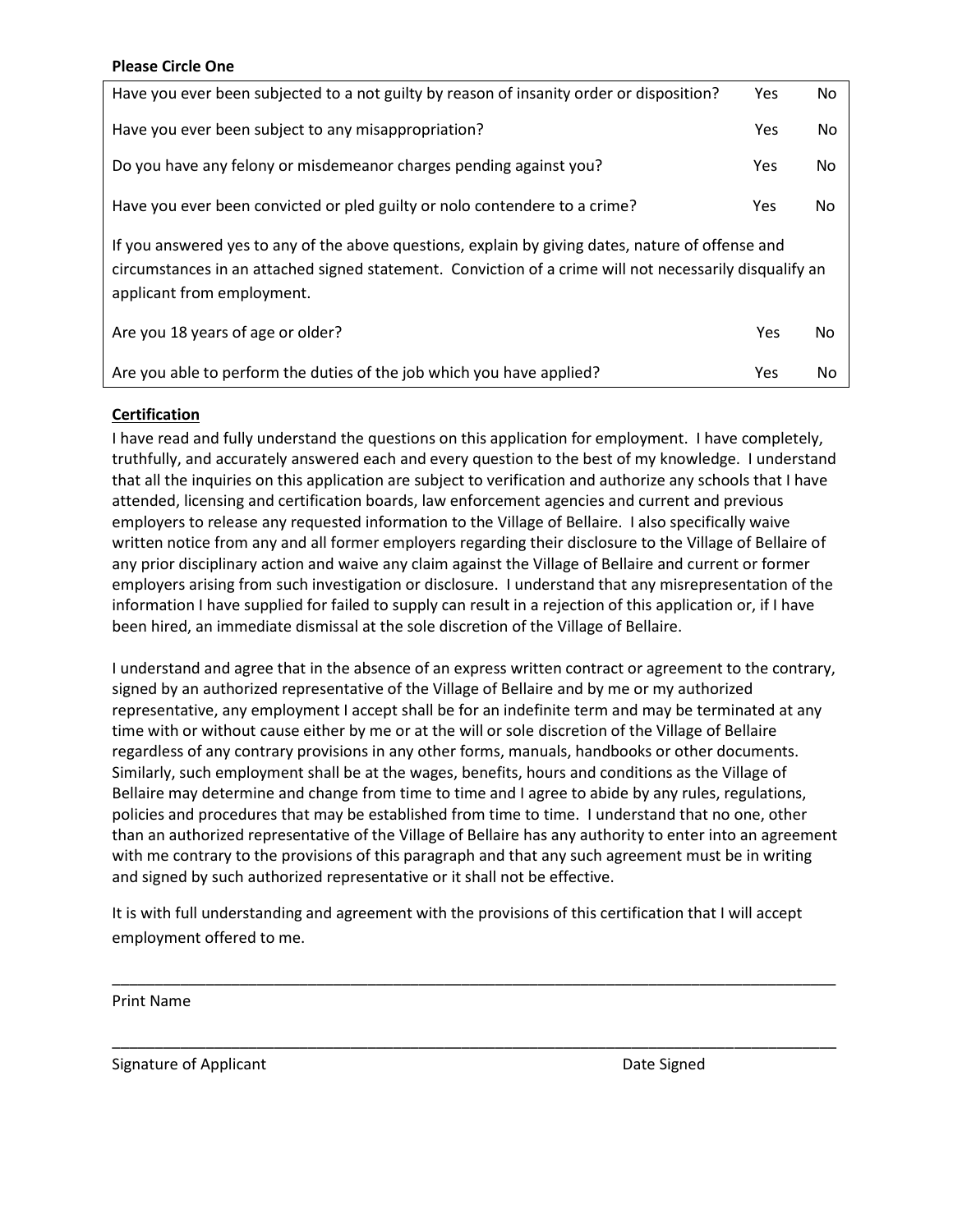**Please Circle One**

| | | |
|---|---|---|
| Have you ever been subjected to a not guilty by reason of insanity order or disposition? | Yes | No |
| Have you ever been subject to any misappropriation? | Yes | No |
| Do you have any felony or misdemeanor charges pending against you? | Yes | No |
| Have you ever been convicted or pled guilty or nolo contendere to a crime? | Yes | No |
| If you answered yes to any of the above questions, explain by giving dates, nature of offense and circumstances in an attached signed statement. Conviction of a crime will not necessarily disqualify an applicant from employment. | | |
| Are you 18 years of age or older? | Yes | No |
| Are you able to perform the duties of the job which you have applied? | Yes | No |

**Certification**

I have read and fully understand the questions on this application for employment. I have completely, truthfully, and accurately answered each and every question to the best of my knowledge. I understand that all the inquiries on this application are subject to verification and authorize any schools that I have attended, licensing and certification boards, law enforcement agencies and current and previous employers to release any requested information to the Village of Bellaire. I also specifically waive written notice from any and all former employers regarding their disclosure to the Village of Bellaire of any prior disciplinary action and waive any claim against the Village of Bellaire and current or former employers arising from such investigation or disclosure. I understand that any misrepresentation of the information I have supplied for failed to supply can result in a rejection of this application or, if I have been hired, an immediate dismissal at the sole discretion of the Village of Bellaire.

I understand and agree that in the absence of an express written contract or agreement to the contrary, signed by an authorized representative of the Village of Bellaire and by me or my authorized representative, any employment I accept shall be for an indefinite term and may be terminated at any time with or without cause either by me or at the will or sole discretion of the Village of Bellaire regardless of any contrary provisions in any other forms, manuals, handbooks or other documents. Similarly, such employment shall be at the wages, benefits, hours and conditions as the Village of Bellaire may determine and change from time to time and I agree to abide by any rules, regulations, policies and procedures that may be established from time to time. I understand that no one, other than an authorized representative of the Village of Bellaire has any authority to enter into an agreement with me contrary to the provisions of this paragraph and that any such agreement must be in writing and signed by such authorized representative or it shall not be effective.

It is with full understanding and agreement with the provisions of this certification that I will accept employment offered to me.

\_\_\_\_\_\_\_\_\_\_\_\_\_\_\_\_\_\_\_\_\_\_\_\_\_\_\_\_\_\_\_\_\_\_\_\_\_\_\_\_\_\_\_\_\_\_\_\_\_\_\_\_\_\_\_\_\_\_\_\_\_\_\_\_\_\_\_\_\_\_\_\_

Print Name

\_\_\_\_\_\_\_\_\_\_\_\_\_\_\_\_\_\_\_\_\_\_\_\_\_\_\_\_\_\_\_\_\_\_\_\_\_\_\_\_\_\_\_\_\_\_\_\_\_\_\_\_\_\_\_\_\_\_\_\_\_\_\_\_\_\_\_\_\_\_\_\_

Signature of Applicant Date Signed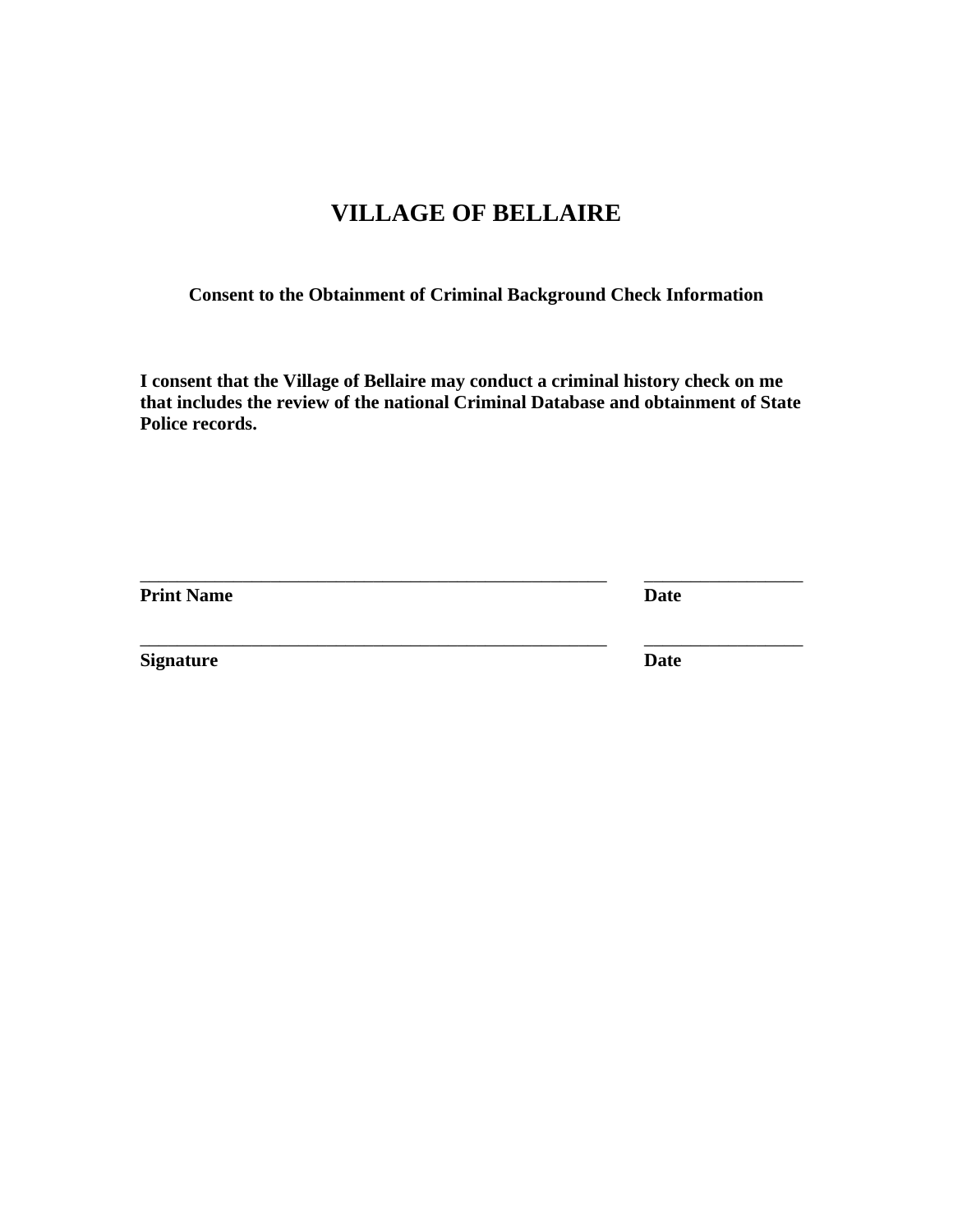# VILLAGE OF BELLAIRE

**Consent to the Obtainment of Criminal Background Check Information**

**I consent that the Village of Bellaire may conduct a criminal history check on me that includes the review of the national Criminal Database and obtainment of State Police records.**

\_\_\_\_\_\_\_\_\_\_\_\_\_\_\_\_\_\_\_\_\_\_\_\_\_\_\_\_\_\_\_\_\_\_\_\_\_\_\_\_\_\_\_\_\_\_\_\_\_\_\_\_ \_\_\_\_\_\_\_\_\_\_\_\_\_\_\_\_\_\_

**Print Name** **Date**

\_\_\_\_\_\_\_\_\_\_\_\_\_\_\_\_\_\_\_\_\_\_\_\_\_\_\_\_\_\_\_\_\_\_\_\_\_\_\_\_\_\_\_\_\_\_\_\_\_\_\_\_ \_\_\_\_\_\_\_\_\_\_\_\_\_\_\_\_\_\_

**Signature** **Date**